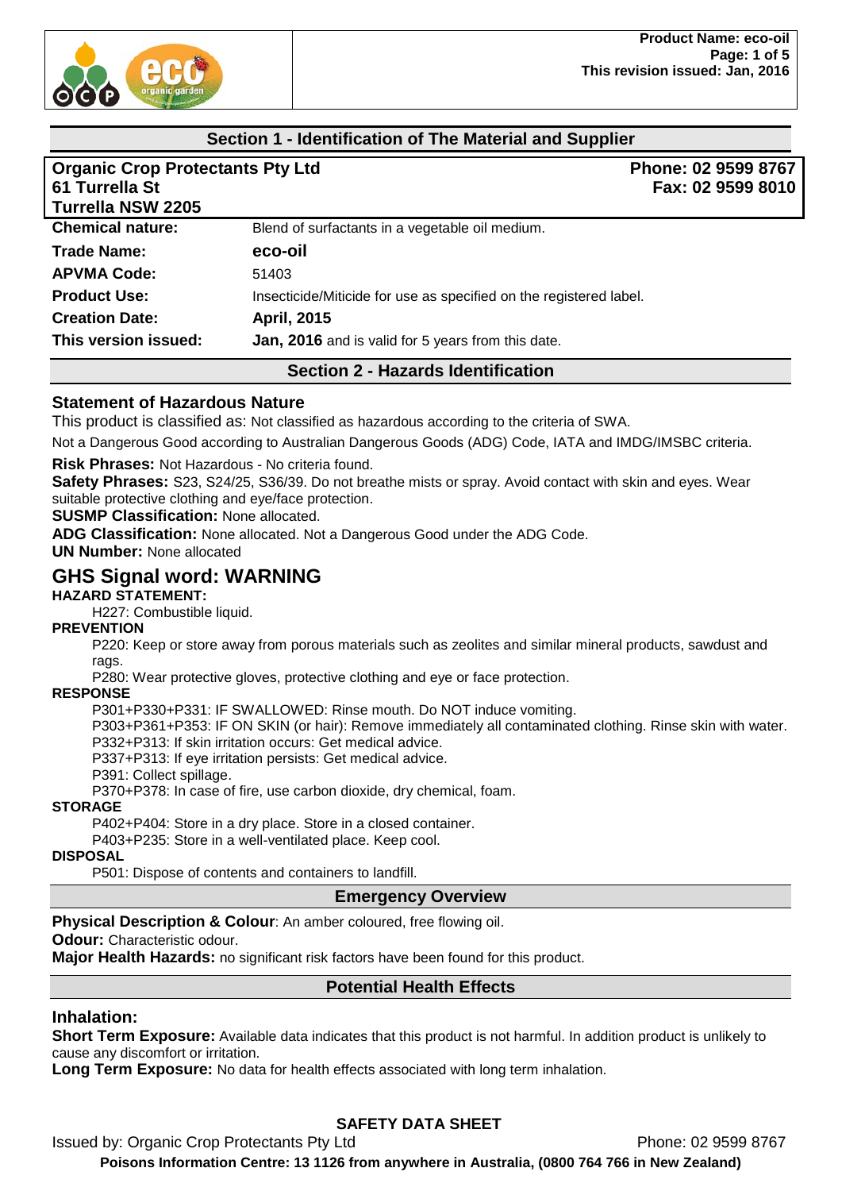## Section 1 - Identification of The Material and Supplier

**Organic Crop Protectants Pty Ltd**
**61 Turrella St**
**Turrella NSW 2205**

**Phone: 02 9599 8767**
**Fax: 02 9599 8010**

| | |
|---|---|
| **Chemical nature:** | Blend of surfactants in a vegetable oil medium. |
| **Trade Name:** | **eco-oil** |
| **APVMA Code:** | 51403 |
| **Product Use:** | Insecticide/Miticide for use as specified on the registered label. |
| **Creation Date:** | **April, 2015** |
| **This version issued:** | **Jan, 2016** and is valid for 5 years from this date. |

## Section 2 - Hazards Identification

### Statement of Hazardous Nature

This product is classified as: Not classified as hazardous according to the criteria of SWA.

Not a Dangerous Good according to Australian Dangerous Goods (ADG) Code, IATA and IMDG/IMSBC criteria.

**Risk Phrases:** Not Hazardous - No criteria found.

**Safety Phrases:** S23, S24/25, S36/39. Do not breathe mists or spray. Avoid contact with skin and eyes. Wear suitable protective clothing and eye/face protection.

**SUSMP Classification:** None allocated.

**ADG Classification:** None allocated. Not a Dangerous Good under the ADG Code.

**UN Number:** None allocated

## GHS Signal word: WARNING

**HAZARD STATEMENT:**

H227: Combustible liquid.

**PREVENTION**

P220: Keep or store away from porous materials such as zeolites and similar mineral products, sawdust and rags.

P280: Wear protective gloves, protective clothing and eye or face protection.

**RESPONSE**

P301+P330+P331: IF SWALLOWED: Rinse mouth. Do NOT induce vomiting.

P303+P361+P353: IF ON SKIN (or hair): Remove immediately all contaminated clothing. Rinse skin with water.

P332+P313: If skin irritation occurs: Get medical advice.

P337+P313: If eye irritation persists: Get medical advice.

P391: Collect spillage.

P370+P378: In case of fire, use carbon dioxide, dry chemical, foam.

**STORAGE**

P402+P404: Store in a dry place. Store in a closed container.

P403+P235: Store in a well-ventilated place. Keep cool.

**DISPOSAL**

P501: Dispose of contents and containers to landfill.

## Emergency Overview

**Physical Description & Colour**: An amber coloured, free flowing oil.

**Odour:** Characteristic odour.

**Major Health Hazards:** no significant risk factors have been found for this product.

## Potential Health Effects

### Inhalation:

**Short Term Exposure:** Available data indicates that this product is not harmful. In addition product is unlikely to cause any discomfort or irritation.

**Long Term Exposure:** No data for health effects associated with long term inhalation.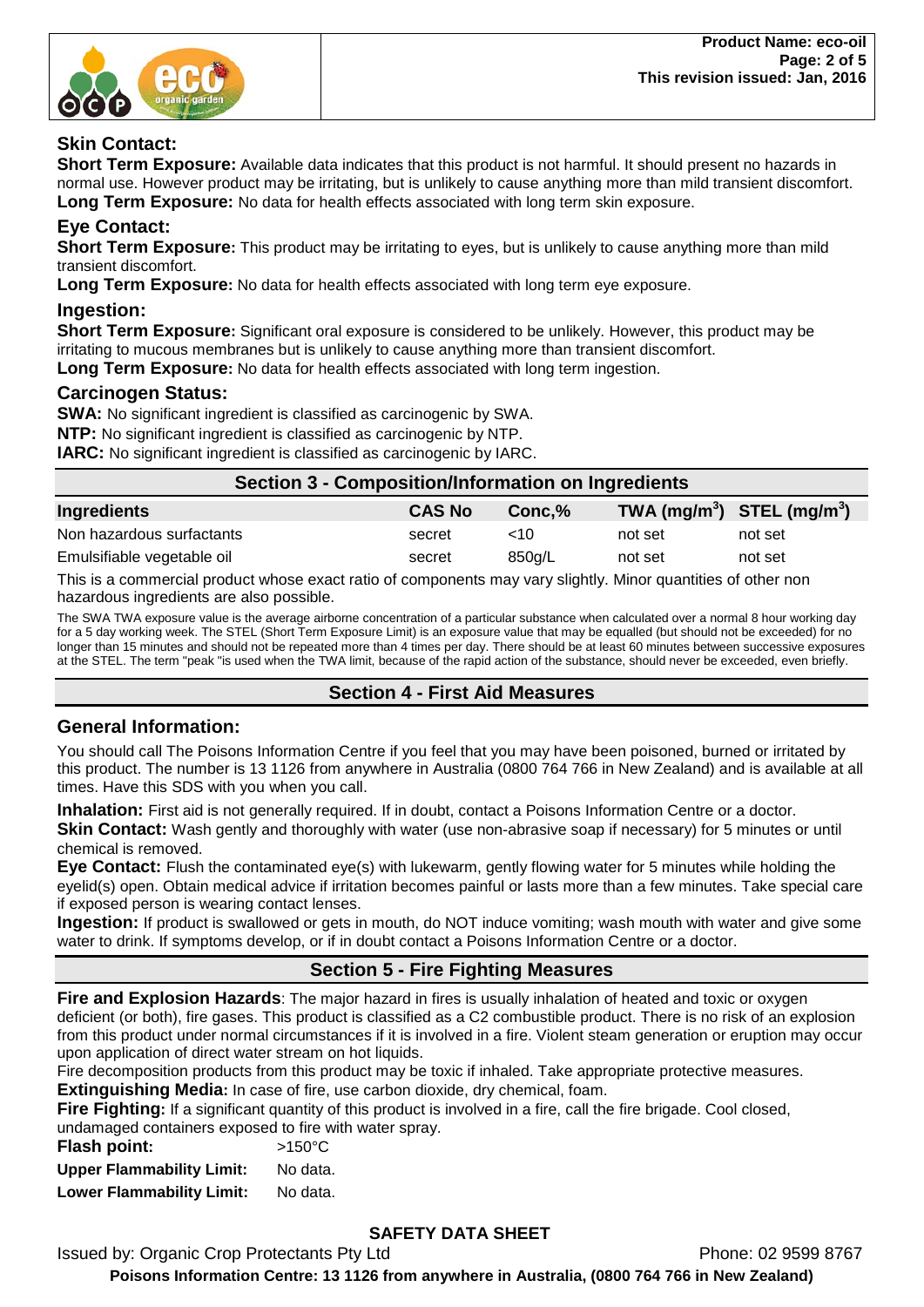### Skin Contact:

**Short Term Exposure:** Available data indicates that this product is not harmful. It should present no hazards in normal use. However product may be irritating, but is unlikely to cause anything more than mild transient discomfort.
**Long Term Exposure:** No data for health effects associated with long term skin exposure.

### Eye Contact:

**Short Term Exposure:** This product may be irritating to eyes, but is unlikely to cause anything more than mild transient discomfort.
**Long Term Exposure:** No data for health effects associated with long term eye exposure.

### Ingestion:

**Short Term Exposure:** Significant oral exposure is considered to be unlikely. However, this product may be irritating to mucous membranes but is unlikely to cause anything more than transient discomfort.
**Long Term Exposure:** No data for health effects associated with long term ingestion.

### Carcinogen Status:

**SWA:** No significant ingredient is classified as carcinogenic by SWA.
**NTP:** No significant ingredient is classified as carcinogenic by NTP.
**IARC:** No significant ingredient is classified as carcinogenic by IARC.

## Section 3 - Composition/Information on Ingredients

| Ingredients | CAS No | Conc,% | TWA ($mg/m^3$) | STEL ($mg/m^3$) |
|---|---|---|---|---|
| Non hazardous surfactants | secret | <10 | not set | not set |
| Emulsifiable vegetable oil | secret | 850g/L | not set | not set |

This is a commercial product whose exact ratio of components may vary slightly. Minor quantities of other non hazardous ingredients are also possible.

The SWA TWA exposure value is the average airborne concentration of a particular substance when calculated over a normal 8 hour working day for a 5 day working week. The STEL (Short Term Exposure Limit) is an exposure value that may be equalled (but should not be exceeded) for no longer than 15 minutes and should not be repeated more than 4 times per day. There should be at least 60 minutes between successive exposures at the STEL. The term "peak "is used when the TWA limit, because of the rapid action of the substance, should never be exceeded, even briefly.

## Section 4 - First Aid Measures

### General Information:

You should call The Poisons Information Centre if you feel that you may have been poisoned, burned or irritated by this product. The number is 13 1126 from anywhere in Australia (0800 764 766 in New Zealand) and is available at all times. Have this SDS with you when you call.

**Inhalation:** First aid is not generally required. If in doubt, contact a Poisons Information Centre or a doctor.
**Skin Contact:** Wash gently and thoroughly with water (use non-abrasive soap if necessary) for 5 minutes or until chemical is removed.
**Eye Contact:** Flush the contaminated eye(s) with lukewarm, gently flowing water for 5 minutes while holding the eyelid(s) open. Obtain medical advice if irritation becomes painful or lasts more than a few minutes. Take special care if exposed person is wearing contact lenses.
**Ingestion:** If product is swallowed or gets in mouth, do NOT induce vomiting; wash mouth with water and give some water to drink. If symptoms develop, or if in doubt contact a Poisons Information Centre or a doctor.

## Section 5 - Fire Fighting Measures

**Fire and Explosion Hazards**: The major hazard in fires is usually inhalation of heated and toxic or oxygen deficient (or both), fire gases. This product is classified as a C2 combustible product. There is no risk of an explosion from this product under normal circumstances if it is involved in a fire. Violent steam generation or eruption may occur upon application of direct water stream on hot liquids.
Fire decomposition products from this product may be toxic if inhaled. Take appropriate protective measures.
**Extinguishing Media:** In case of fire, use carbon dioxide, dry chemical, foam.
**Fire Fighting:** If a significant quantity of this product is involved in a fire, call the fire brigade. Cool closed, undamaged containers exposed to fire with water spray.

**Flash point:** >150°C
**Upper Flammability Limit:** No data.
**Lower Flammability Limit:** No data.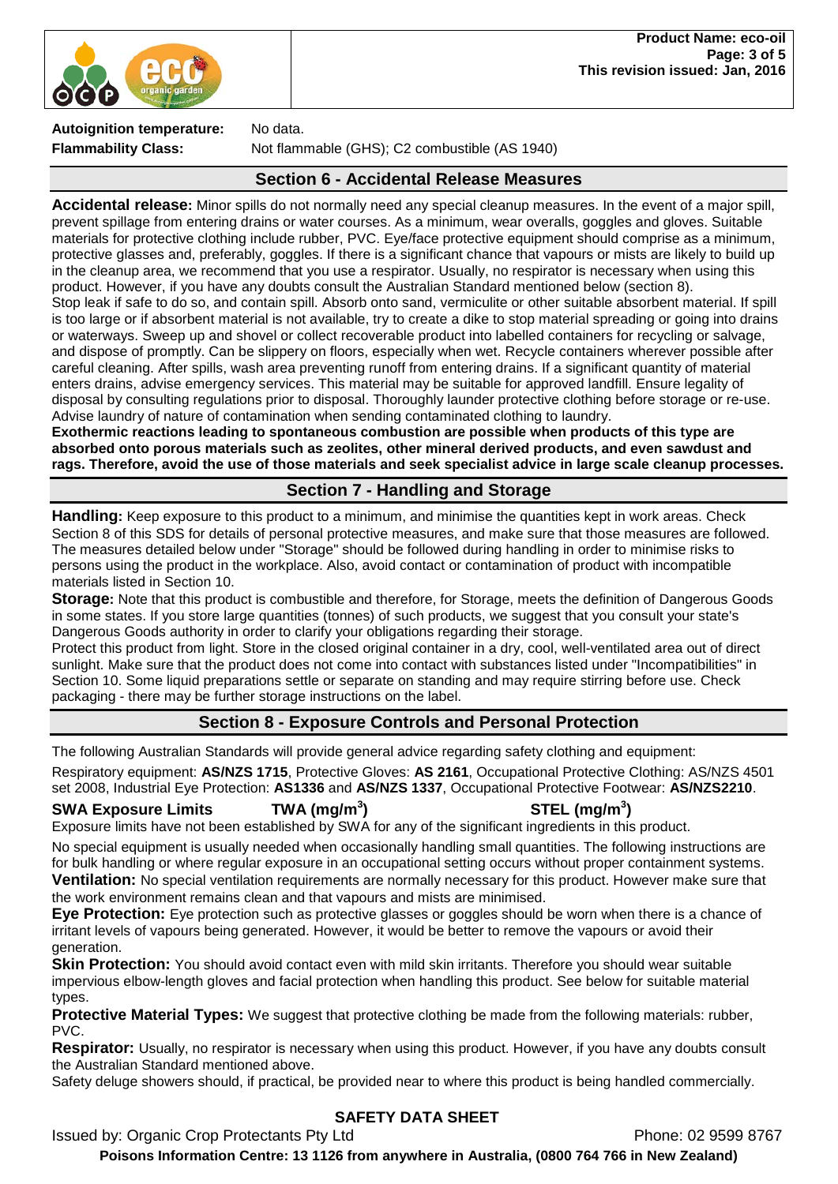**Autoignition temperature:** No data.
**Flammability Class:** Not flammable (GHS); C2 combustible (AS 1940)

## Section 6 - Accidental Release Measures

**Accidental release:** Minor spills do not normally need any special cleanup measures. In the event of a major spill, prevent spillage from entering drains or water courses. As a minimum, wear overalls, goggles and gloves. Suitable materials for protective clothing include rubber, PVC. Eye/face protective equipment should comprise as a minimum, protective glasses and, preferably, goggles. If there is a significant chance that vapours or mists are likely to build up in the cleanup area, we recommend that you use a respirator. Usually, no respirator is necessary when using this product. However, if you have any doubts consult the Australian Standard mentioned below (section 8).
Stop leak if safe to do so, and contain spill. Absorb onto sand, vermiculite or other suitable absorbent material. If spill is too large or if absorbent material is not available, try to create a dike to stop material spreading or going into drains or waterways. Sweep up and shovel or collect recoverable product into labelled containers for recycling or salvage, and dispose of promptly. Can be slippery on floors, especially when wet. Recycle containers wherever possible after careful cleaning. After spills, wash area preventing runoff from entering drains. If a significant quantity of material enters drains, advise emergency services. This material may be suitable for approved landfill. Ensure legality of disposal by consulting regulations prior to disposal. Thoroughly launder protective clothing before storage or re-use. Advise laundry of nature of contamination when sending contaminated clothing to laundry.
**Exothermic reactions leading to spontaneous combustion are possible when products of this type are absorbed onto porous materials such as zeolites, other mineral derived products, and even sawdust and rags. Therefore, avoid the use of those materials and seek specialist advice in large scale cleanup processes.**

## Section 7 - Handling and Storage

**Handling:** Keep exposure to this product to a minimum, and minimise the quantities kept in work areas. Check Section 8 of this SDS for details of personal protective measures, and make sure that those measures are followed. The measures detailed below under "Storage" should be followed during handling in order to minimise risks to persons using the product in the workplace. Also, avoid contact or contamination of product with incompatible materials listed in Section 10.
**Storage:** Note that this product is combustible and therefore, for Storage, meets the definition of Dangerous Goods in some states. If you store large quantities (tonnes) of such products, we suggest that you consult your state's Dangerous Goods authority in order to clarify your obligations regarding their storage.
Protect this product from light. Store in the closed original container in a dry, cool, well-ventilated area out of direct sunlight. Make sure that the product does not come into contact with substances listed under "Incompatibilities" in Section 10. Some liquid preparations settle or separate on standing and may require stirring before use. Check packaging - there may be further storage instructions on the label.

## Section 8 - Exposure Controls and Personal Protection

The following Australian Standards will provide general advice regarding safety clothing and equipment:
Respiratory equipment: **AS/NZS 1715**, Protective Gloves: **AS 2161**, Occupational Protective Clothing: AS/NZS 4501 set 2008, Industrial Eye Protection: **AS1336** and **AS/NZS 1337**, Occupational Protective Footwear: **AS/NZS2210**.

| SWA Exposure Limits | TWA ($mg/m^3$) | STEL ($mg/m^3$) |
| --- | --- | --- |

Exposure limits have not been established by SWA for any of the significant ingredients in this product.

No special equipment is usually needed when occasionally handling small quantities. The following instructions are for bulk handling or where regular exposure in an occupational setting occurs without proper containment systems.
**Ventilation:** No special ventilation requirements are normally necessary for this product. However make sure that the work environment remains clean and that vapours and mists are minimised.
**Eye Protection:** Eye protection such as protective glasses or goggles should be worn when there is a chance of irritant levels of vapours being generated. However, it would be better to remove the vapours or avoid their generation.
**Skin Protection:** You should avoid contact even with mild skin irritants. Therefore you should wear suitable impervious elbow-length gloves and facial protection when handling this product. See below for suitable material types.
**Protective Material Types:** We suggest that protective clothing be made from the following materials: rubber, PVC.
**Respirator:** Usually, no respirator is necessary when using this product. However, if you have any doubts consult the Australian Standard mentioned above.
Safety deluge showers should, if practical, be provided near to where this product is being handled commercially.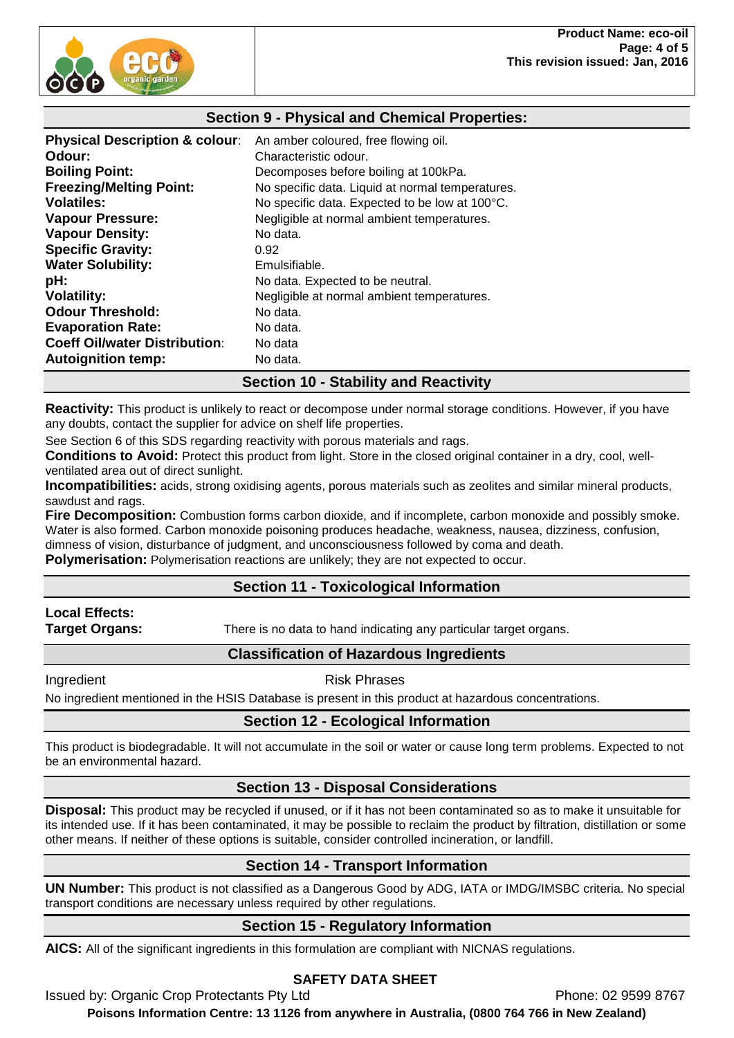## Section 9 - Physical and Chemical Properties:

| | |
|---|---|
| **Physical Description & colour**: | An amber coloured, free flowing oil. |
| **Odour:** | Characteristic odour. |
| **Boiling Point:** | Decomposes before boiling at 100kPa. |
| **Freezing/Melting Point:** | No specific data. Liquid at normal temperatures. |
| **Volatiles:** | No specific data. Expected to be low at 100°C. |
| **Vapour Pressure:** | Negligible at normal ambient temperatures. |
| **Vapour Density:** | No data. |
| **Specific Gravity:** | 0.92 |
| **Water Solubility:** | Emulsifiable. |
| **pH:** | No data. Expected to be neutral. |
| **Volatility:** | Negligible at normal ambient temperatures. |
| **Odour Threshold:** | No data. |
| **Evaporation Rate:** | No data. |
| **Coeff Oil/water Distribution**: | No data |
| **Autoignition temp:** | No data. |

## Section 10 - Stability and Reactivity

**Reactivity:** This product is unlikely to react or decompose under normal storage conditions. However, if you have any doubts, contact the supplier for advice on shelf life properties.

See Section 6 of this SDS regarding reactivity with porous materials and rags.

**Conditions to Avoid:** Protect this product from light. Store in the closed original container in a dry, cool, well-ventilated area out of direct sunlight.

**Incompatibilities:** acids, strong oxidising agents, porous materials such as zeolites and similar mineral products, sawdust and rags.

**Fire Decomposition:** Combustion forms carbon dioxide, and if incomplete, carbon monoxide and possibly smoke. Water is also formed. Carbon monoxide poisoning produces headache, weakness, nausea, dizziness, confusion, dimness of vision, disturbance of judgment, and unconsciousness followed by coma and death.

**Polymerisation:** Polymerisation reactions are unlikely; they are not expected to occur.

## Section 11 - Toxicological Information

**Local Effects:**

**Target Organs:** There is no data to hand indicating any particular target organs.

### Classification of Hazardous Ingredients

| Ingredient | Risk Phrases |
|---|---|

No ingredient mentioned in the HSIS Database is present in this product at hazardous concentrations.

## Section 12 - Ecological Information

This product is biodegradable. It will not accumulate in the soil or water or cause long term problems. Expected to not be an environmental hazard.

## Section 13 - Disposal Considerations

**Disposal:** This product may be recycled if unused, or if it has not been contaminated so as to make it unsuitable for its intended use. If it has been contaminated, it may be possible to reclaim the product by filtration, distillation or some other means. If neither of these options is suitable, consider controlled incineration, or landfill.

## Section 14 - Transport Information

**UN Number:** This product is not classified as a Dangerous Good by ADG, IATA or IMDG/IMSBC criteria. No special transport conditions are necessary unless required by other regulations.

## Section 15 - Regulatory Information

**AICS:** All of the significant ingredients in this formulation are compliant with NICNAS regulations.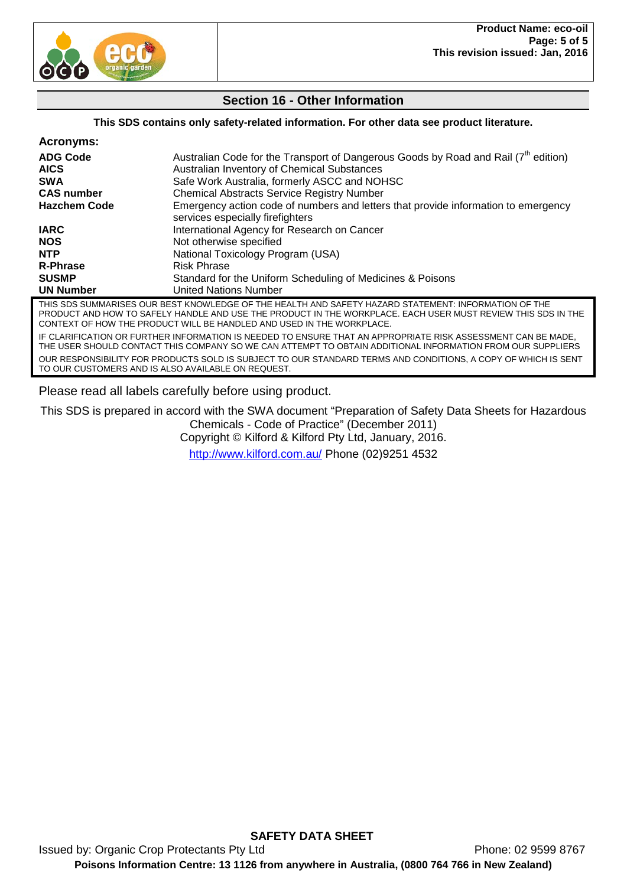## Section 16 - Other Information

**This SDS contains only safety-related information. For other data see product literature.**

**Acronyms:**

| | |
|---|---|
| **ADG Code** | Australian Code for the Transport of Dangerous Goods by Road and Rail (7th edition) |
| **AICS** | Australian Inventory of Chemical Substances |
| **SWA** | Safe Work Australia, formerly ASCC and NOHSC |
| **CAS number** | Chemical Abstracts Service Registry Number |
| **Hazchem Code** | Emergency action code of numbers and letters that provide information to emergency services especially firefighters |
| **IARC** | International Agency for Research on Cancer |
| **NOS** | Not otherwise specified |
| **NTP** | National Toxicology Program (USA) |
| **R-Phrase** | Risk Phrase |
| **SUSMP** | Standard for the Uniform Scheduling of Medicines & Poisons |
| **UN Number** | United Nations Number |

THIS SDS SUMMARISES OUR BEST KNOWLEDGE OF THE HEALTH AND SAFETY HAZARD STATEMENT: INFORMATION OF THE PRODUCT AND HOW TO SAFELY HANDLE AND USE THE PRODUCT IN THE WORKPLACE. EACH USER MUST REVIEW THIS SDS IN THE CONTEXT OF HOW THE PRODUCT WILL BE HANDLED AND USED IN THE WORKPLACE.

IF CLARIFICATION OR FURTHER INFORMATION IS NEEDED TO ENSURE THAT AN APPROPRIATE RISK ASSESSMENT CAN BE MADE, THE USER SHOULD CONTACT THIS COMPANY SO WE CAN ATTEMPT TO OBTAIN ADDITIONAL INFORMATION FROM OUR SUPPLIERS

OUR RESPONSIBILITY FOR PRODUCTS SOLD IS SUBJECT TO OUR STANDARD TERMS AND CONDITIONS, A COPY OF WHICH IS SENT TO OUR CUSTOMERS AND IS ALSO AVAILABLE ON REQUEST.

Please read all labels carefully before using product.

This SDS is prepared in accord with the SWA document "Preparation of Safety Data Sheets for Hazardous Chemicals - Code of Practice" (December 2011)
Copyright © Kilford & Kilford Pty Ltd, January, 2016.
http://www.kilford.com.au/ Phone (02)9251 4532